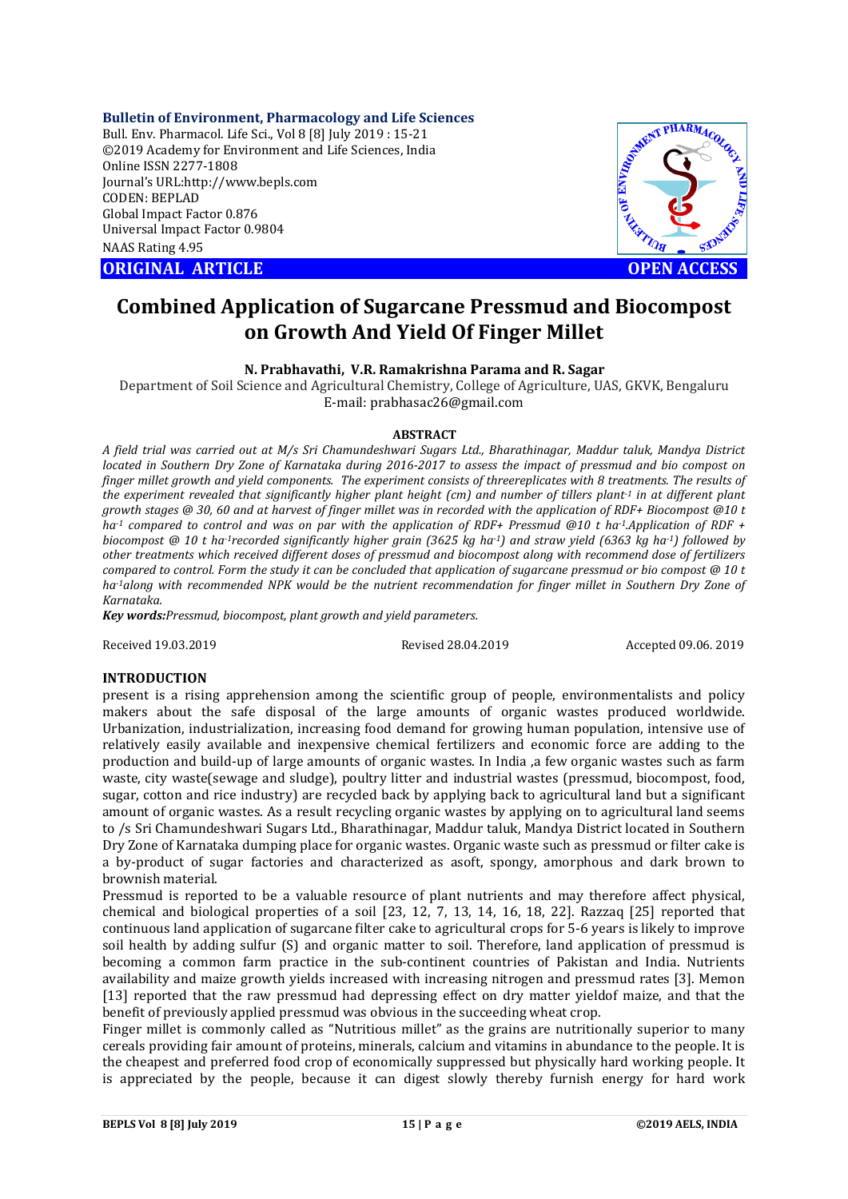**Bulletin of Environment, Pharmacology and Life Sciences**
Bull. Env. Pharmacol. Life Sci., Vol 8 [8] July 2019 : 15-21
©2019 Academy for Environment and Life Sciences, India
Online ISSN 2277-1808
Journal's URL:http://www.bepls.com
CODEN: BEPLAD
Global Impact Factor 0.876
Universal Impact Factor 0.9804
NAAS Rating 4.95

**ORIGINAL ARTICLE** **OPEN ACCESS**

# Combined Application of Sugarcane Pressmud and Biocompost on Growth And Yield Of Finger Millet

**N. Prabhavathi, V.R. Ramakrishna Parama and R. Sagar**

Department of Soil Science and Agricultural Chemistry, College of Agriculture, UAS, GKVK, Bengaluru
E-mail: prabhasac26@gmail.com

## ABSTRACT

*A field trial was carried out at M/s Sri Chamundeshwari Sugars Ltd., Bharathinagar, Maddur taluk, Mandya District located in Southern Dry Zone of Karnataka during 2016-2017 to assess the impact of pressmud and bio compost on finger millet growth and yield components. The experiment consists of threereplicates with 8 treatments. The results of the experiment revealed that significantly higher plant height (cm) and number of tillers plant$^{-1}$ in at different plant growth stages @ 30, 60 and at harvest of finger millet was in recorded with the application of RDF+ Biocompost @10 t ha$^{-1}$ compared to control and was on par with the application of RDF+ Pressmud @10 t ha$^{-1}$.Application of RDF + biocompost @ 10 t ha$^{-1}$recorded significantly higher grain (3625 kg ha$^{-1}$) and straw yield (6363 kg ha$^{-1}$) followed by other treatments which received different doses of pressmud and biocompost along with recommend dose of fertilizers compared to control. Form the study it can be concluded that application of sugarcane pressmud or bio compost @ 10 t ha$^{-1}$along with recommended NPK would be the nutrient recommendation for finger millet in Southern Dry Zone of Karnataka.*

***Key words:****Pressmud, biocompost, plant growth and yield parameters.*

Received 19.03.2019 Revised 28.04.2019 Accepted 09.06. 2019

## INTRODUCTION

present is a rising apprehension among the scientific group of people, environmentalists and policy makers about the safe disposal of the large amounts of organic wastes produced worldwide. Urbanization, industrialization, increasing food demand for growing human population, intensive use of relatively easily available and inexpensive chemical fertilizers and economic force are adding to the production and build-up of large amounts of organic wastes. In India ,a few organic wastes such as farm waste, city waste(sewage and sludge), poultry litter and industrial wastes (pressmud, biocompost, food, sugar, cotton and rice industry) are recycled back by applying back to agricultural land but a significant amount of organic wastes. As a result recycling organic wastes by applying on to agricultural land seems to /s Sri Chamundeshwari Sugars Ltd., Bharathinagar, Maddur taluk, Mandya District located in Southern Dry Zone of Karnataka dumping place for organic wastes. Organic waste such as pressmud or filter cake is a by-product of sugar factories and characterized as asoft, spongy, amorphous and dark brown to brownish material.

Pressmud is reported to be a valuable resource of plant nutrients and may therefore affect physical, chemical and biological properties of a soil [23, 12, 7, 13, 14, 16, 18, 22]. Razzaq [25] reported that continuous land application of sugarcane filter cake to agricultural crops for 5-6 years is likely to improve soil health by adding sulfur (S) and organic matter to soil. Therefore, land application of pressmud is becoming a common farm practice in the sub-continent countries of Pakistan and India. Nutrients availability and maize growth yields increased with increasing nitrogen and pressmud rates [3]. Memon [13] reported that the raw pressmud had depressing effect on dry matter yieldof maize, and that the benefit of previously applied pressmud was obvious in the succeeding wheat crop.

Finger millet is commonly called as "Nutritious millet" as the grains are nutritionally superior to many cereals providing fair amount of proteins, minerals, calcium and vitamins in abundance to the people. It is the cheapest and preferred food crop of economically suppressed but physically hard working people. It is appreciated by the people, because it can digest slowly thereby furnish energy for hard work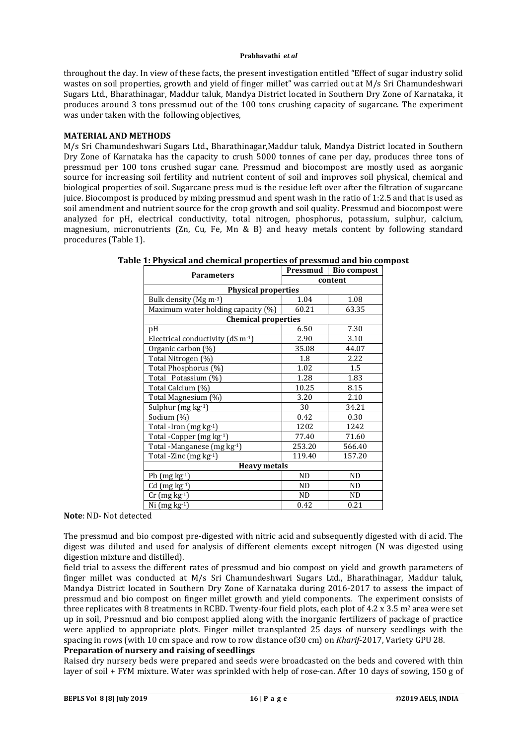throughout the day. In view of these facts, the present investigation entitled "Effect of sugar industry solid wastes on soil properties, growth and yield of finger millet" was carried out at M/s Sri Chamundeshwari Sugars Ltd., Bharathinagar, Maddur taluk, Mandya District located in Southern Dry Zone of Karnataka, it produces around 3 tons pressmud out of the 100 tons crushing capacity of sugarcane. The experiment was under taken with the following objectives,

## MATERIAL AND METHODS

M/s Sri Chamundeshwari Sugars Ltd., Bharathinagar,Maddur taluk, Mandya District located in Southern Dry Zone of Karnataka has the capacity to crush 5000 tonnes of cane per day, produces three tons of pressmud per 100 tons crushed sugar cane. Pressmud and biocompost are mostly used as aorganic source for increasing soil fertility and nutrient content of soil and improves soil physical, chemical and biological properties of soil. Sugarcane press mud is the residue left over after the filtration of sugarcane juice. Biocompost is produced by mixing pressmud and spent wash in the ratio of 1:2.5 and that is used as soil amendment and nutrient source for the crop growth and soil quality. Pressmud and biocompost were analyzed for pH, electrical conductivity, total nitrogen, phosphorus, potassium, sulphur, calcium, magnesium, micronutrients (Zn, Cu, Fe, Mn & B) and heavy metals content by following standard procedures (Table 1).

**Table 1: Physical and chemical properties of pressmud and bio compost**

| Parameters | Pressmud | Bio compost |
|---|---|---|
| | content | |
| **Physical properties** | | |
| Bulk density (Mg $m^{-3}$) | 1.04 | 1.08 |
| Maximum water holding capacity (%) | 60.21 | 63.35 |
| **Chemical properties** | | |
| pH | 6.50 | 7.30 |
| Electrical conductivity (dS $m^{-1}$) | 2.90 | 3.10 |
| Organic carbon (%) | 35.08 | 44.07 |
| Total Nitrogen (%) | 1.8 | 2.22 |
| Total Phosphorus (%) | 1.02 | 1.5 |
| Total Potassium (%) | 1.28 | 1.83 |
| Total Calcium (%) | 10.25 | 8.15 |
| Total Magnesium (%) | 3.20 | 2.10 |
| Sulphur (mg $kg^{-1}$) | 30 | 34.21 |
| Sodium (%) | 0.42 | 0.30 |
| Total -Iron (mg $kg^{-1}$) | 1202 | 1242 |
| Total -Copper (mg $kg^{-1}$) | 77.40 | 71.60 |
| Total -Manganese (mg $kg^{-1}$) | 253.20 | 566.40 |
| Total -Zinc (mg $kg^{-1}$) | 119.40 | 157.20 |
| **Heavy metals** | | |
| Pb (mg $kg^{-1}$) | ND | ND |
| Cd (mg $kg^{-1}$) | ND | ND |
| Cr (mg $kg^{-1}$) | ND | ND |
| Ni (mg $kg^{-1}$) | 0.42 | 0.21 |

**Note**: ND- Not detected

The pressmud and bio compost pre-digested with nitric acid and subsequently digested with di acid. The digest was diluted and used for analysis of different elements except nitrogen (N was digested using digestion mixture and distilled).

field trial to assess the different rates of pressmud and bio compost on yield and growth parameters of finger millet was conducted at M/s Sri Chamundeshwari Sugars Ltd., Bharathinagar, Maddur taluk, Mandya District located in Southern Dry Zone of Karnataka during 2016-2017 to assess the impact of pressmud and bio compost on finger millet growth and yield components. The experiment consists of three replicates with 8 treatments in RCBD. Twenty-four field plots, each plot of 4.2 x 3.5 $m^2$ area were set up in soil, Pressmud and bio compost applied along with the inorganic fertilizers of package of practice were applied to appropriate plots. Finger millet transplanted 25 days of nursery seedlings with the spacing in rows (with 10 cm space and row to row distance of30 cm) on *Kharif*-2017, Variety GPU 28.

### Preparation of nursery and raising of seedlings

Raised dry nursery beds were prepared and seeds were broadcasted on the beds and covered with thin layer of soil + FYM mixture. Water was sprinkled with help of rose-can. After 10 days of sowing, 150 g of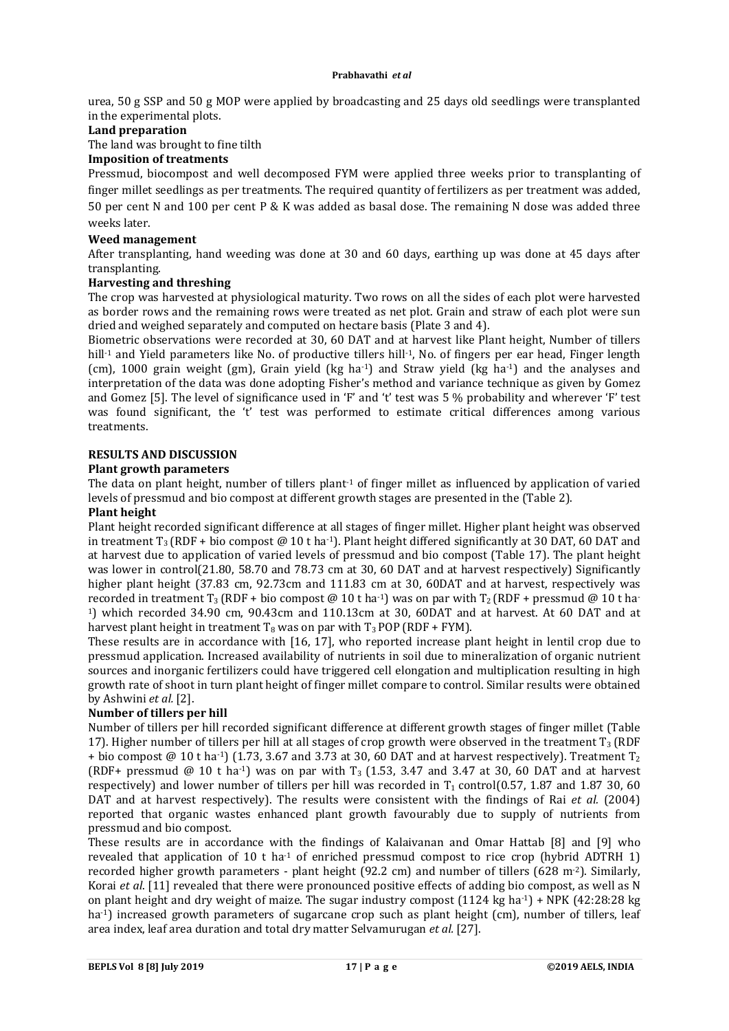urea, 50 g SSP and 50 g MOP were applied by broadcasting and 25 days old seedlings were transplanted in the experimental plots.

**Land preparation**

The land was brought to fine tilth

**Imposition of treatments**

Pressmud, biocompost and well decomposed FYM were applied three weeks prior to transplanting of finger millet seedlings as per treatments. The required quantity of fertilizers as per treatment was added, 50 per cent N and 100 per cent P & K was added as basal dose. The remaining N dose was added three weeks later.

**Weed management**

After transplanting, hand weeding was done at 30 and 60 days, earthing up was done at 45 days after transplanting.

**Harvesting and threshing**

The crop was harvested at physiological maturity. Two rows on all the sides of each plot were harvested as border rows and the remaining rows were treated as net plot. Grain and straw of each plot were sun dried and weighed separately and computed on hectare basis (Plate 3 and 4).

Biometric observations were recorded at 30, 60 DAT and at harvest like Plant height, Number of tillers hill$^{-1}$ and Yield parameters like No. of productive tillers hill$^{-1}$, No. of fingers per ear head, Finger length (cm), 1000 grain weight (gm), Grain yield (kg ha$^{-1}$) and Straw yield (kg ha$^{-1}$) and the analyses and interpretation of the data was done adopting Fisher's method and variance technique as given by Gomez and Gomez [5]. The level of significance used in 'F' and 't' test was 5 % probability and wherever 'F' test was found significant, the 't' test was performed to estimate critical differences among various treatments.

## RESULTS AND DISCUSSION

**Plant growth parameters**

The data on plant height, number of tillers plant$^{-1}$ of finger millet as influenced by application of varied levels of pressmud and bio compost at different growth stages are presented in the (Table 2).

**Plant height**

Plant height recorded significant difference at all stages of finger millet. Higher plant height was observed in treatment $T_3$ (RDF + bio compost @ 10 t ha$^{-1}$). Plant height differed significantly at 30 DAT, 60 DAT and at harvest due to application of varied levels of pressmud and bio compost (Table 17). The plant height was lower in control(21.80, 58.70 and 78.73 cm at 30, 60 DAT and at harvest respectively) Significantly higher plant height (37.83 cm, 92.73cm and 111.83 cm at 30, 60DAT and at harvest, respectively was recorded in treatment $T_3$ (RDF + bio compost @ 10 t ha$^{-1}$) was on par with $T_2$ (RDF + pressmud @ 10 t ha$^{-1}$) which recorded 34.90 cm, 90.43cm and 110.13cm at 30, 60DAT and at harvest. At 60 DAT and at harvest plant height in treatment $T_8$ was on par with $T_3$ POP (RDF + FYM).

These results are in accordance with [16, 17], who reported increase plant height in lentil crop due to pressmud application. Increased availability of nutrients in soil due to mineralization of organic nutrient sources and inorganic fertilizers could have triggered cell elongation and multiplication resulting in high growth rate of shoot in turn plant height of finger millet compare to control. Similar results were obtained by Ashwini *et al.* [2].

**Number of tillers per hill**

Number of tillers per hill recorded significant difference at different growth stages of finger millet (Table 17). Higher number of tillers per hill at all stages of crop growth were observed in the treatment $T_3$ (RDF + bio compost @ 10 t ha$^{-1}$) (1.73, 3.67 and 3.73 at 30, 60 DAT and at harvest respectively). Treatment $T_2$ (RDF+ pressmud @ 10 t ha$^{-1}$) was on par with $T_3$ (1.53, 3.47 and 3.47 at 30, 60 DAT and at harvest respectively) and lower number of tillers per hill was recorded in $T_1$ control(0.57, 1.87 and 1.87 30, 60 DAT and at harvest respectively). The results were consistent with the findings of Rai *et al.* (2004) reported that organic wastes enhanced plant growth favourably due to supply of nutrients from pressmud and bio compost.

These results are in accordance with the findings of Kalaivanan and Omar Hattab [8] and [9] who revealed that application of 10 t ha$^{-1}$ of enriched pressmud compost to rice crop (hybrid ADTRH 1) recorded higher growth parameters - plant height (92.2 cm) and number of tillers (628 m$^{-2}$). Similarly, Korai *et al*. [11] revealed that there were pronounced positive effects of adding bio compost, as well as N on plant height and dry weight of maize. The sugar industry compost (1124 kg ha$^{-1}$) + NPK (42:28:28 kg ha$^{-1}$) increased growth parameters of sugarcane crop such as plant height (cm), number of tillers, leaf area index, leaf area duration and total dry matter Selvamurugan *et al*. [27].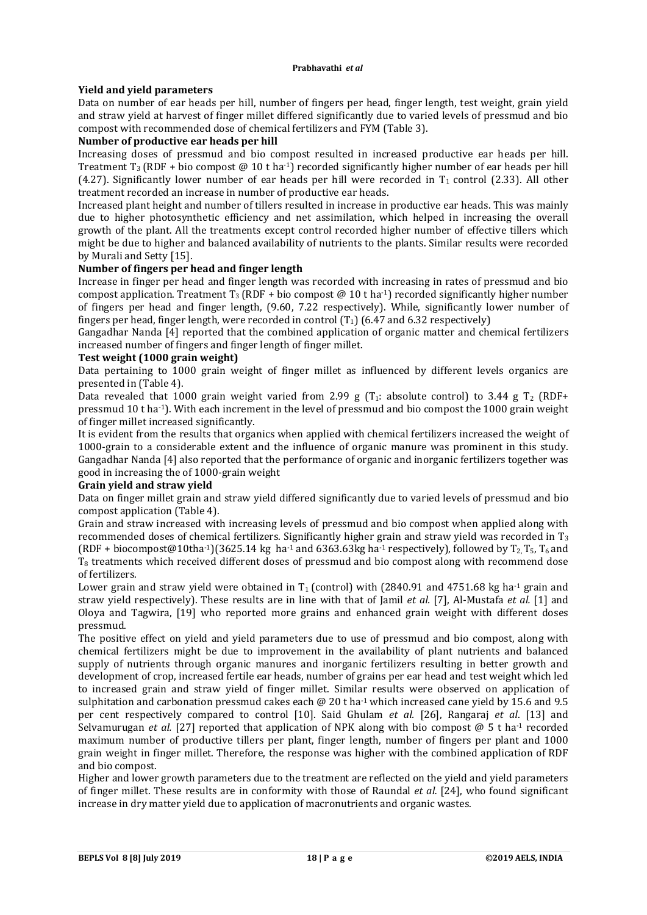## Yield and yield parameters

Data on number of ear heads per hill, number of fingers per head, finger length, test weight, grain yield and straw yield at harvest of finger millet differed significantly due to varied levels of pressmud and bio compost with recommended dose of chemical fertilizers and FYM (Table 3).

### Number of productive ear heads per hill

Increasing doses of pressmud and bio compost resulted in increased productive ear heads per hill. Treatment $T_3$ (RDF + bio compost @ 10 t ha$^{-1}$) recorded significantly higher number of ear heads per hill (4.27). Significantly lower number of ear heads per hill were recorded in $T_1$ control (2.33). All other treatment recorded an increase in number of productive ear heads.

Increased plant height and number of tillers resulted in increase in productive ear heads. This was mainly due to higher photosynthetic efficiency and net assimilation, which helped in increasing the overall growth of the plant. All the treatments except control recorded higher number of effective tillers which might be due to higher and balanced availability of nutrients to the plants. Similar results were recorded by Murali and Setty [15].

### Number of fingers per head and finger length

Increase in finger per head and finger length was recorded with increasing in rates of pressmud and bio compost application. Treatment $T_3$ (RDF + bio compost @ 10 t ha$^{-1}$) recorded significantly higher number of fingers per head and finger length, (9.60, 7.22 respectively). While, significantly lower number of fingers per head, finger length, were recorded in control ($T_1$) (6.47 and 6.32 respectively)

Gangadhar Nanda [4] reported that the combined application of organic matter and chemical fertilizers increased number of fingers and finger length of finger millet.

### Test weight (1000 grain weight)

Data pertaining to 1000 grain weight of finger millet as influenced by different levels organics are presented in (Table 4).

Data revealed that 1000 grain weight varied from 2.99 g ($T_1$: absolute control) to 3.44 g $T_2$ (RDF+ pressmud 10 t ha$^{-1}$). With each increment in the level of pressmud and bio compost the 1000 grain weight of finger millet increased significantly.

It is evident from the results that organics when applied with chemical fertilizers increased the weight of 1000-grain to a considerable extent and the influence of organic manure was prominent in this study. Gangadhar Nanda [4] also reported that the performance of organic and inorganic fertilizers together was good in increasing the of 1000-grain weight

### Grain yield and straw yield

Data on finger millet grain and straw yield differed significantly due to varied levels of pressmud and bio compost application (Table 4).

Grain and straw increased with increasing levels of pressmud and bio compost when applied along with recommended doses of chemical fertilizers. Significantly higher grain and straw yield was recorded in $T_3$ (RDF + biocompost@10tha$^{-1}$)(3625.14 kg ha$^{-1}$ and 6363.63kg ha$^{-1}$ respectively), followed by $T_2$, $T_5$, $T_6$ and $T_8$ treatments which received different doses of pressmud and bio compost along with recommend dose of fertilizers.

Lower grain and straw yield were obtained in $T_1$ (control) with (2840.91 and 4751.68 kg ha$^{-1}$ grain and straw yield respectively). These results are in line with that of Jamil *et al.* [7], Al-Mustafa *et al.* [1] and Oloya and Tagwira, [19] who reported more grains and enhanced grain weight with different doses pressmud.

The positive effect on yield and yield parameters due to use of pressmud and bio compost, along with chemical fertilizers might be due to improvement in the availability of plant nutrients and balanced supply of nutrients through organic manures and inorganic fertilizers resulting in better growth and development of crop, increased fertile ear heads, number of grains per ear head and test weight which led to increased grain and straw yield of finger millet. Similar results were observed on application of sulphitation and carbonation pressmud cakes each @ 20 t ha$^{-1}$ which increased cane yield by 15.6 and 9.5 per cent respectively compared to control [10]. Said Ghulam *et al.* [26], Rangaraj *et al.* [13] and Selvamurugan *et al.* [27] reported that application of NPK along with bio compost @ 5 t ha$^{-1}$ recorded maximum number of productive tillers per plant, finger length, number of fingers per plant and 1000 grain weight in finger millet. Therefore, the response was higher with the combined application of RDF and bio compost.

Higher and lower growth parameters due to the treatment are reflected on the yield and yield parameters of finger millet. These results are in conformity with those of Raundal *et al.* [24], who found significant increase in dry matter yield due to application of macronutrients and organic wastes.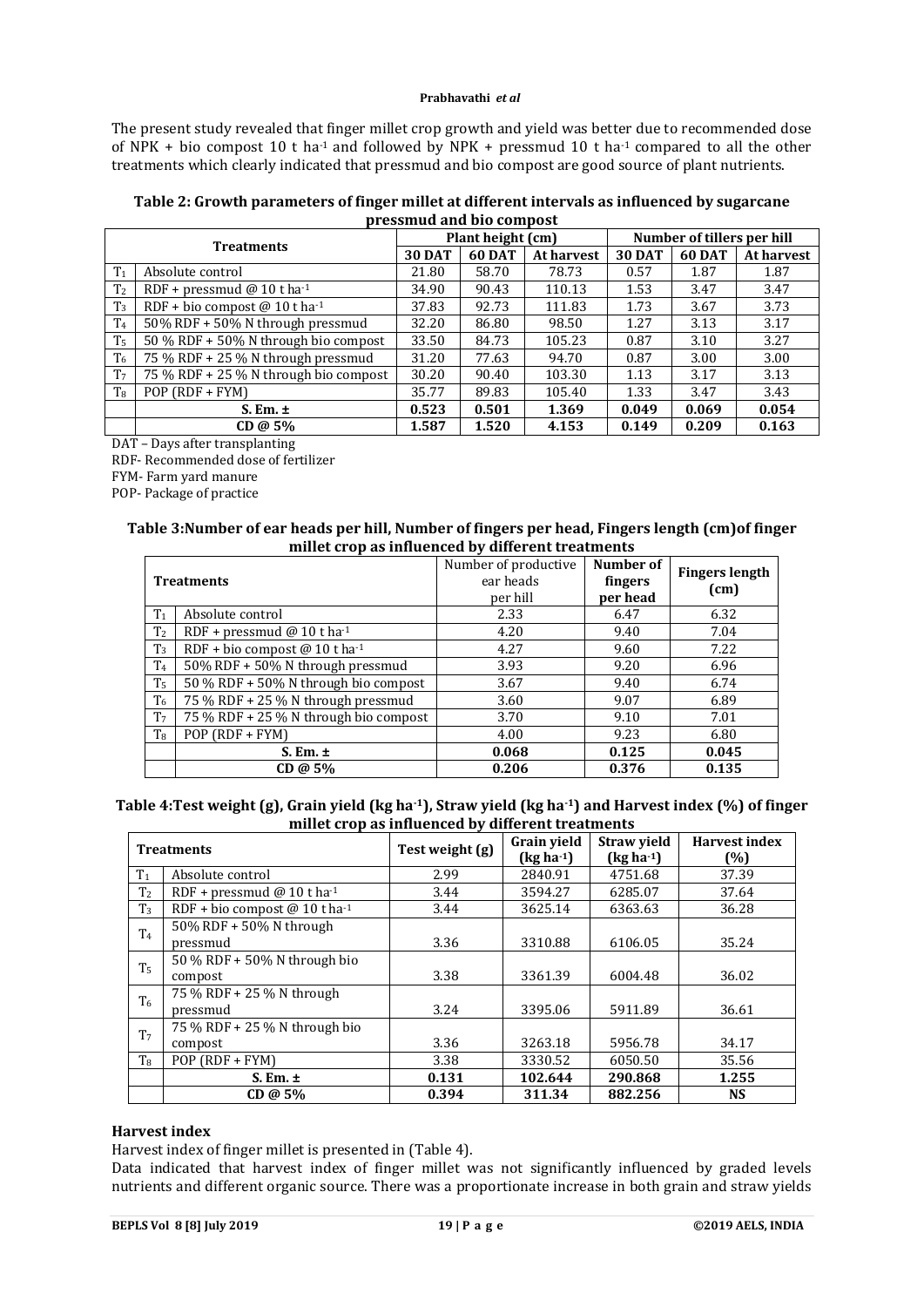The present study revealed that finger millet crop growth and yield was better due to recommended dose of NPK + bio compost 10 t ha$^{-1}$ and followed by NPK + pressmud 10 t ha$^{-1}$ compared to all the other treatments which clearly indicated that pressmud and bio compost are good source of plant nutrients.

**Table 2: Growth parameters of finger millet at different intervals as influenced by sugarcane pressmud and bio compost**

| Treatments | | Plant height (cm) | | | Number of tillers per hill | | |
|---|---|---|---|---|---|---|---|
| | | 30 DAT | 60 DAT | At harvest | 30 DAT | 60 DAT | At harvest |
| $T_1$ | Absolute control | 21.80 | 58.70 | 78.73 | 0.57 | 1.87 | 1.87 |
| $T_2$ | RDF + pressmud @ 10 t ha$^{-1}$ | 34.90 | 90.43 | 110.13 | 1.53 | 3.47 | 3.47 |
| $T_3$ | RDF + bio compost @ 10 t ha$^{-1}$ | 37.83 | 92.73 | 111.83 | 1.73 | 3.67 | 3.73 |
| $T_4$ | 50% RDF + 50% N through pressmud | 32.20 | 86.80 | 98.50 | 1.27 | 3.13 | 3.17 |
| $T_5$ | 50 % RDF + 50% N through bio compost | 33.50 | 84.73 | 105.23 | 0.87 | 3.10 | 3.27 |
| $T_6$ | 75 % RDF + 25 % N through pressmud | 31.20 | 77.63 | 94.70 | 0.87 | 3.00 | 3.00 |
| $T_7$ | 75 % RDF + 25 % N through bio compost | 30.20 | 90.40 | 103.30 | 1.13 | 3.17 | 3.13 |
| $T_8$ | POP (RDF + FYM) | 35.77 | 89.83 | 105.40 | 1.33 | 3.47 | 3.43 |
| | **S. Em. ±** | **0.523** | **0.501** | **1.369** | **0.049** | **0.069** | **0.054** |
| | **CD @ 5%** | **1.587** | **1.520** | **4.153** | **0.149** | **0.209** | **0.163** |

DAT – Days after transplanting

RDF- Recommended dose of fertilizer

FYM- Farm yard manure

POP- Package of practice

**Table 3:Number of ear heads per hill, Number of fingers per head, Fingers length (cm)of finger millet crop as influenced by different treatments**

| Treatments | | Number of productive ear heads per hill | Number of fingers per head | Fingers length (cm) |
|---|---|---|---|---|
| $T_1$ | Absolute control | 2.33 | 6.47 | 6.32 |
| $T_2$ | RDF + pressmud @ 10 t ha$^{-1}$ | 4.20 | 9.40 | 7.04 |
| $T_3$ | RDF + bio compost @ 10 t ha$^{-1}$ | 4.27 | 9.60 | 7.22 |
| $T_4$ | 50% RDF + 50% N through pressmud | 3.93 | 9.20 | 6.96 |
| $T_5$ | 50 % RDF + 50% N through bio compost | 3.67 | 9.40 | 6.74 |
| $T_6$ | 75 % RDF + 25 % N through pressmud | 3.60 | 9.07 | 6.89 |
| $T_7$ | 75 % RDF + 25 % N through bio compost | 3.70 | 9.10 | 7.01 |
| $T_8$ | POP (RDF + FYM) | 4.00 | 9.23 | 6.80 |
| | **S. Em. ±** | **0.068** | **0.125** | **0.045** |
| | **CD @ 5%** | **0.206** | **0.376** | **0.135** |

**Table 4:Test weight (g), Grain yield (kg ha$^{-1}$), Straw yield (kg ha$^{-1}$) and Harvest index (%) of finger millet crop as influenced by different treatments**

| Treatments | | Test weight (g) | Grain yield (kg ha$^{-1}$) | Straw yield (kg ha$^{-1}$) | Harvest index (%) |
|---|---|---|---|---|---|
| $T_1$ | Absolute control | 2.99 | 2840.91 | 4751.68 | 37.39 |
| $T_2$ | RDF + pressmud @ 10 t ha$^{-1}$ | 3.44 | 3594.27 | 6285.07 | 37.64 |
| $T_3$ | RDF + bio compost @ 10 t ha$^{-1}$ | 3.44 | 3625.14 | 6363.63 | 36.28 |
| $T_4$ | 50% RDF + 50% N through pressmud | 3.36 | 3310.88 | 6106.05 | 35.24 |
| $T_5$ | 50 % RDF + 50% N through bio compost | 3.38 | 3361.39 | 6004.48 | 36.02 |
| $T_6$ | 75 % RDF + 25 % N through pressmud | 3.24 | 3395.06 | 5911.89 | 36.61 |
| $T_7$ | 75 % RDF + 25 % N through bio compost | 3.36 | 3263.18 | 5956.78 | 34.17 |
| $T_8$ | POP (RDF + FYM) | 3.38 | 3330.52 | 6050.50 | 35.56 |
| | **S. Em. ±** | **0.131** | **102.644** | **290.868** | **1.255** |
| | **CD @ 5%** | **0.394** | **311.34** | **882.256** | **NS** |

## Harvest index

Harvest index of finger millet is presented in (Table 4).

Data indicated that harvest index of finger millet was not significantly influenced by graded levels nutrients and different organic source. There was a proportionate increase in both grain and straw yields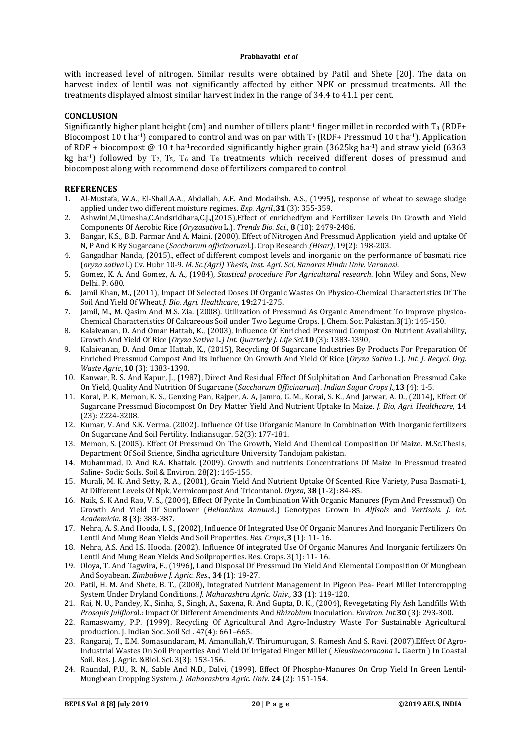with increased level of nitrogen. Similar results were obtained by Patil and Shete [20]. The data on harvest index of lentil was not significantly affected by either NPK or pressmud treatments. All the treatments displayed almost similar harvest index in the range of 34.4 to 41.1 per cent.

## CONCLUSION

Significantly higher plant height (cm) and number of tillers plant$^{-1}$ finger millet in recorded with $T_3$ (RDF+ Biocompost 10 t ha$^{-1}$) compared to control and was on par with $T_2$ (RDF+ Pressmud 10 t ha$^{-1}$). Application of RDF + biocompost @ 10 t ha$^{-1}$recorded significantly higher grain (3625kg ha$^{-1}$) and straw yield (6363 kg ha$^{-1}$) followed by $T_2$, $T_5$, $T_6$ and $T_8$ treatments which received different doses of pressmud and biocompost along with recommend dose of fertilizers compared to control

## REFERENCES

1. Al-Mustafa, W.A., El-Shall,A.A., Abdallah, A.E. And Modaihsh. A.S., (1995), response of wheat to sewage sludge applied under two different moisture regimes. *Exp. Agril.,***31** (3): 355-359.
2. Ashwini,M.,Umesha,C.Andsridhara,C.J.,(2015),Effect of enrichedfym and Fertilizer Levels On Growth and Yield Components Of Aerobic Rice (*Oryzasativa* L.). *Trends Bio. Sci.,* **8** (10): 2479-2486.
3. Bangar, K.S., B.B. Parmar And A. Maini. (2000). Effect of Nitrogen And Pressmud Application yield and uptake Of N, P And K By Sugarcane (*Saccharum officinarum*l.). Crop Research *(Hisar)*, 19(2): 198-203.
4. Gangadhar Nanda, (2015)., effect of different compost levels and inorganic on the performance of basmati rice (*oryza sativa* l.) Cv. Hubr 10-9. *M. Sc.(Agri) Thesis, Inst. Agri. Sci, Banaras Hindu Univ. Varanasi*.
5. Gomez, K. A. And Gomez, A. A., (1984), *Stastical procedure For Agricultural research*. John Wiley and Sons, New Delhi. P. 680.
6. Jamil Khan, M., (2011), Impact Of Selected Doses Of Organic Wastes On Physico-Chemical Characteristics Of The Soil And Yield Of Wheat.*J. Bio. Agri. Healthcare*, **19:**271-275.
7. Jamil, M., M. Qasim And M.S. Zia. (2008). Utilization of Pressmud As Organic Amendment To Improve physico-Chemical Characteristics Of Calcareous Soil under Two Legume Crops. J. Chem. Soc. Pakistan.3(1): 145-150.
8. Kalaivanan, D. And Omar Hattab, K., (2003), Influence Of Enriched Pressmud Compost On Nutrient Availability, Growth And Yield Of Rice (*Oryza Sativa* L.*) Int. Quarterly J. Life Sci.***10** (3): 1383-1390,
9. Kalaivanan, D. And Omar Hattab, K., (2015), Recycling Of Sugarcane Industries By Products For Preparation Of Enriched Pressmud Compost And Its Influence On Growth And Yield Of Rice (*Oryza Sativa* L.). *Int. J. Recycl. Org. Waste Agric.,***10** (3): 1383-1390.
10. Kanwar, R. S. And Kapur, J., (1987), Direct And Residual Effect Of Sulphitation And Carbonation Pressmud Cake On Yield, Quality And Nutrition Of Sugarcane (*Saccharum Officinarum*). *Indian Sugar Crops J.,***13** (4): 1-5.
11. Korai, P. K, Memon, K. S., Genxing Pan, Rajper, A. A, Jamro, G. M., Korai, S. K., And Jarwar, A. D., (2014), Effect Of Sugarcane Pressmud Biocompost On Dry Matter Yield And Nutrient Uptake In Maize. *J. Bio, Agri. Healthcare*, **14** (23): 2224-3208.
12. Kumar, V. And S.K. Verma. (2002). Influence Of Use Oforganic Manure In Combination With Inorganic fertilizers On Sugarcane And Soil Fertility. Indiansugar. 52(3): 177-181.
13. Memon, S. (2005). Effect Of Pressmud On The Growth, Yield And Chemical Composition Of Maize. M.Sc.Thesis, Department Of Soil Science, Sindha agriculture University Tandojam pakistan.
14. Muhammad, D. And R.A. Khattak. (2009). Growth and nutrients Concentrations Of Maize In Pressmud treated Saline- Sodic Soils. Soil & Environ. 28(2): 145-155.
15. Murali, M. K. And Setty, R. A., (2001), Grain Yield And Nutrient Uptake Of Scented Rice Variety, Pusa Basmati-1, At Different Levels Of Npk, Vermicompost And Tricontanol. *Oryza*, **38** (1-2): 84-85.
16. Naik, S. K And Rao, V. S., (2004), Effect Of Pyrite In Combination With Organic Manures (Fym And Pressmud) On Growth And Yield Of Sunflower (*Helianthus Annuus*l.) Genotypes Grown In *Alfisols* and *Vertisols. J. Int. Academicia.* **8 (**3): 383-387.
17. Nehra, A. S. And Hooda, I. S., (2002), Influence Of Integrated Use Of Organic Manures And Inorganic Fertilizers On Lentil And Mung Bean Yields And Soil Properties. *Res. Crops.,***3** (1): 11- 16.
18. Nehra, A.S. And I.S. Hooda. (2002). Influence Of integrated Use Of Organic Manures And Inorganic fertilizers On Lentil And Mung Bean Yields And Soilproperties. Res. Crops. 3(1): 11- 16.
19. Oloya, T. And Tagwira, F., (1996), Land Disposal Of Pressmud On Yield And Elemental Composition Of Mungbean And Soyabean. *Zimbabwe J. Agric. Res*., **34** (1): 19-27.
20. Patil, H. M. And Shete, B. T., (2008), Integrated Nutrient Management In Pigeon Pea- Pearl Millet Intercropping System Under Dryland Conditions. *J. Maharashtra Agric. Univ*., **33** (1): 119-120.
21. Rai, N. U., Pandey, K., Sinha, S., Singh, A., Saxena, R. And Gupta, D. K., (2004), Revegetating Fly Ash Landfills With *Prosopis Juliflora*l.: Impact Of Different Amendments And *Rhizobium* Inoculation. *Environ. Int*.**30** (3): 293-300.
22. Ramaswamy, P.P. (1999). Recycling Of Agricultural And Agro-Industry Waste For Sustainable Agricultural production. J. Indian Soc. Soil Sci . 47(4): 661–665.
23. Rangaraj, T., E.M. Somasundaram, M. Amanullah,V. Thirumurugan, S. Ramesh And S. Ravi. (2007).Effect Of Agro-Industrial Wastes On Soil Properties And Yield Of Irrigated Finger Millet ( *Eleusinecoracana* L. Gaertn ) In Coastal Soil. Res. J. Agric. &Biol. Sci. 3(3): 153-156.
24. Raundal, P.U., R. N,. Sable And N.D., Dalvi, (1999). Effect Of Phospho-Manures On Crop Yield In Green Lentil-Mungbean Cropping System. *J. Maharashtra Agric. Univ*. **24** (2): 151-154.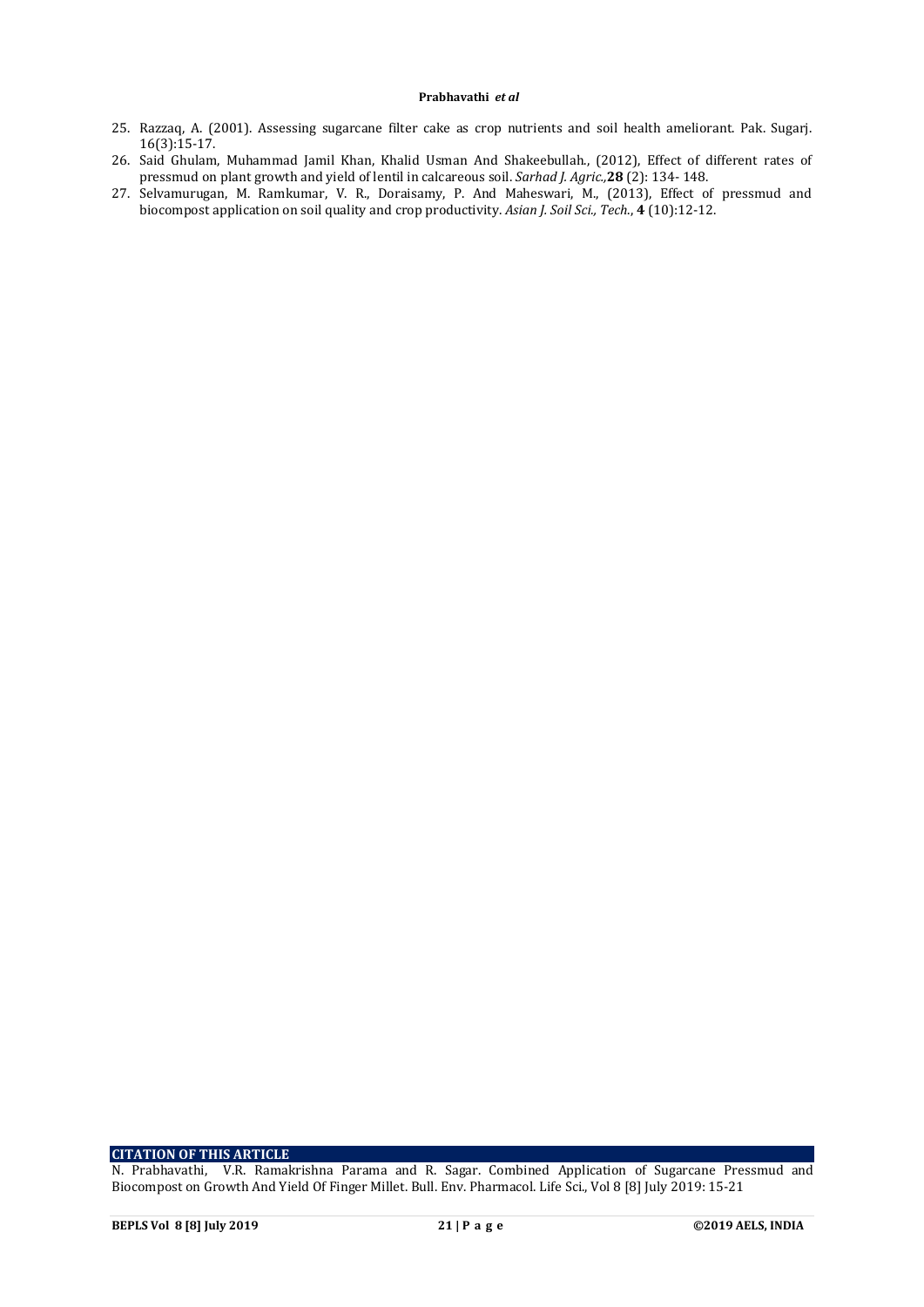25. Razzaq, A. (2001). Assessing sugarcane filter cake as crop nutrients and soil health ameliorant. Pak. Sugarj. 16(3):15-17.
26. Said Ghulam, Muhammad Jamil Khan, Khalid Usman And Shakeebullah., (2012), Effect of different rates of pressmud on plant growth and yield of lentil in calcareous soil. *Sarhad J. Agric.,* **28** (2): 134- 148.
27. Selvamurugan, M. Ramkumar, V. R., Doraisamy, P. And Maheswari, M., (2013), Effect of pressmud and biocompost application on soil quality and crop productivity. *Asian J. Soil Sci., Tech.*, **4** (10):12-12.

**CITATION OF THIS ARTICLE**

N. Prabhavathi, V.R. Ramakrishna Parama and R. Sagar. Combined Application of Sugarcane Pressmud and Biocompost on Growth And Yield Of Finger Millet. Bull. Env. Pharmacol. Life Sci., Vol 8 [8] July 2019: 15-21